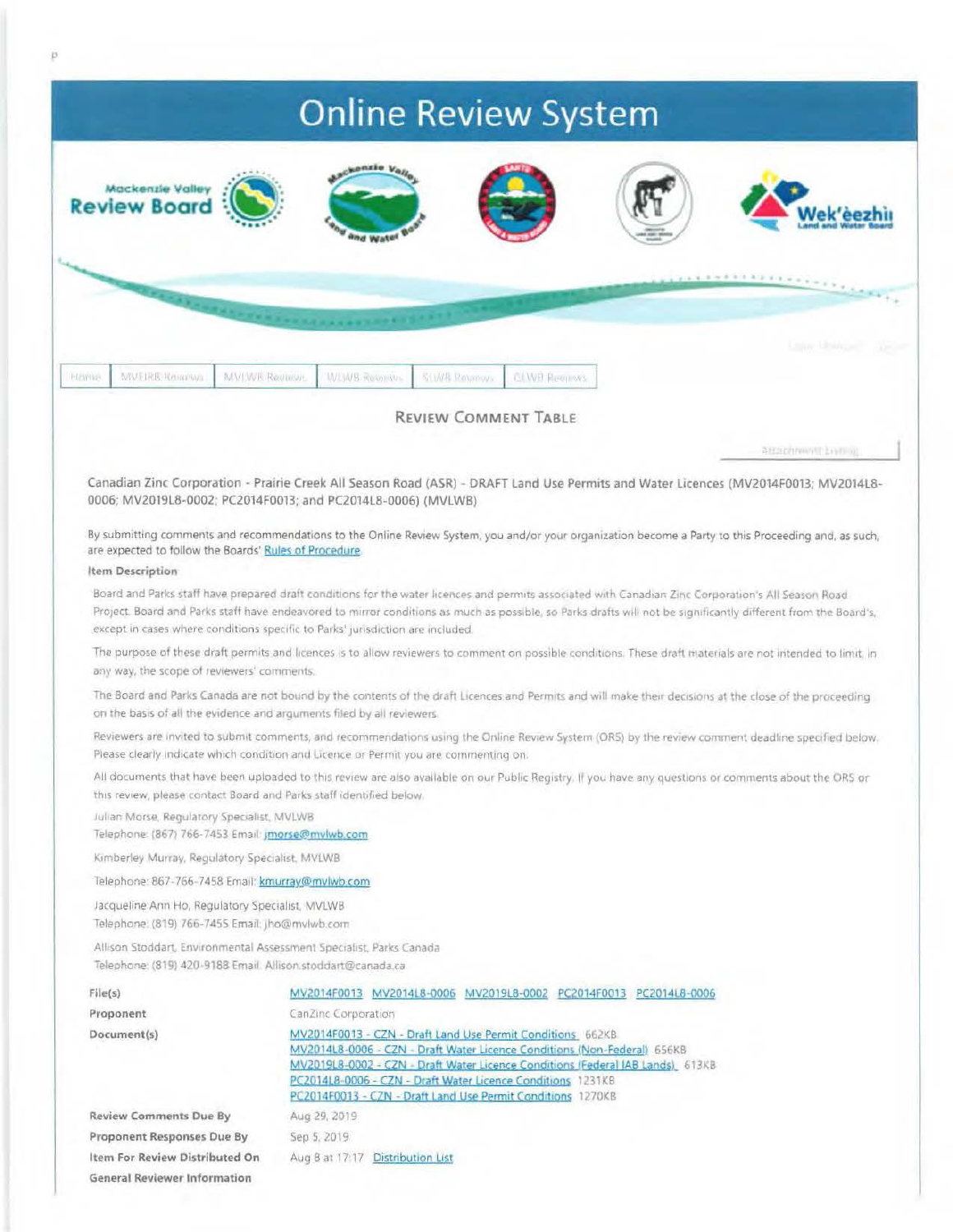# Online Review System

Mackenzie Valley Review Board

Wek'èezhìı Land and Water Board

Home | MVEIRB Reviews | MVLWB Reviews | WLWB Reviews | SLWB Reviews | GLWB Reviews

## Review Comment Table

Attachment Listing

Canadian Zinc Corporation - Prairie Creek All Season Road (ASR) - DRAFT Land Use Permits and Water Licences (MV2014F0013; MV2014L8-0006; MV2019L8-0002; PC2014F0013; and PC2014L8-0006) (MVLWB)

By submitting comments and recommendations to the Online Review System, you and/or your organization become a Party to this Proceeding and, as such, are expected to follow the Boards' Rules of Procedure.

**Item Description**

Board and Parks staff have prepared draft conditions for the water licences and permits associated with Canadian Zinc Corporation's All Season Road Project. Board and Parks staff have endeavored to mirror conditions as much as possible, so Parks drafts will not be significantly different from the Board's, except in cases where conditions specific to Parks' jurisdiction are included.

The purpose of these draft permits and licences is to allow reviewers to comment on possible conditions. These draft materials are not intended to limit, in any way, the scope of reviewers' comments.

The Board and Parks Canada are not bound by the contents of the draft Licences and Permits and will make their decisions at the close of the proceeding on the basis of all the evidence and arguments filed by all reviewers.

Reviewers are invited to submit comments, and recommendations using the Online Review System (ORS) by the review comment deadline specified below. Please clearly indicate which condition and Licence or Permit you are commenting on.

All documents that have been uploaded to this review are also available on our Public Registry. If you have any questions or comments about the ORS or this review, please contact Board and Parks staff identified below.

Julian Morse, Regulatory Specialist, MVLWB
Telephone: (867) 766-7453 Email: jmorse@mvlwb.com

Kimberley Murray, Regulatory Specialist, MVLWB
Telephone: 867-766-7458 Email: kmurray@mvlwb.com

Jacqueline Ann Ho, Regulatory Specialist, MVLWB
Telephone: (819) 766-7455 Email: jho@mvlwb.com

Allison Stoddart, Environmental Assessment Specialist, Parks Canada
Telephone: (819) 420-9188 Email: Allison.stoddart@canada.ca

| | |
|---|---|
| **File(s)** | MV2014F0013 MV2014L8-0006 MV2019L8-0002 PC2014F0013 PC2014L8-0006 |
| **Proponent** | CanZinc Corporation |
| **Document(s)** | MV2014F0013 - CZN - Draft Land Use Permit Conditions 662KB<br>MV2014L8-0006 - CZN - Draft Water Licence Conditions (Non-Federal) 656KB<br>MV2019L8-0002 - CZN - Draft Water Licence Conditions (Federal IAB Lands) 613KB<br>PC2014L8-0006 - CZN - Draft Water Licence Conditions 1231KB<br>PC2014F0013 - CZN - Draft Land Use Permit Conditions 1270KB |
| **Review Comments Due By** | Aug 29, 2019 |
| **Proponent Responses Due By** | Sep 5, 2019 |
| **Item For Review Distributed On** | Aug 8 at 17:17 Distribution List |
| **General Reviewer Information** | |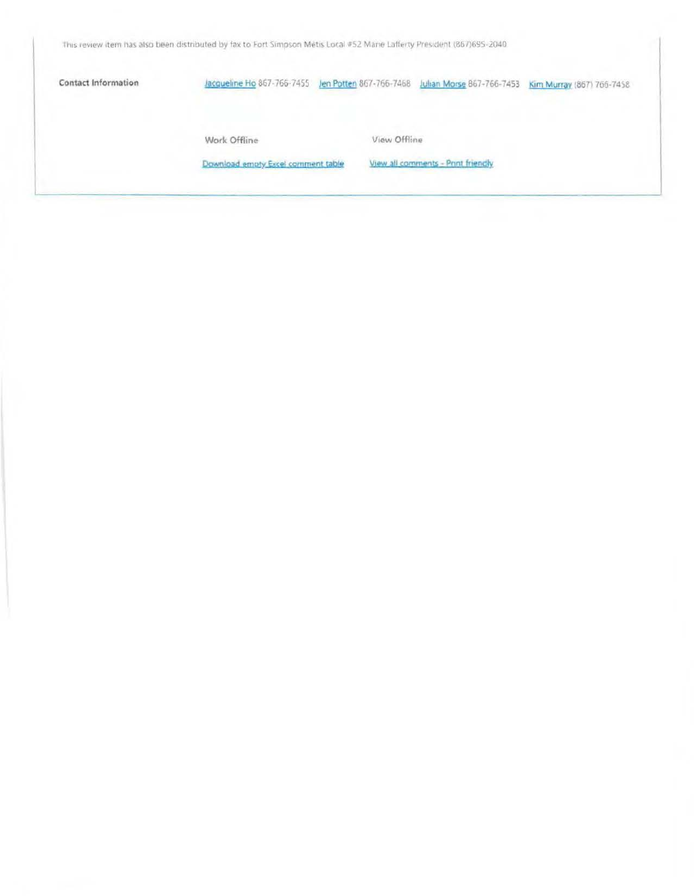This review item has also been distributed by fax to Fort Simpson Métis Local #52 Marie Lafferty President (867)695-2040

| | | | | |
|---|---|---|---|---|
| **Contact Information** | Jacqueline Ho 867-766-7455 | Jen Potten 867-766-7468 | Julian Morse 867-766-7453 | Kim Murray (867) 766-7458 |

| Work Offline | View Offline |
|---|---|
| Download empty Excel comment table | View all comments - Print friendly |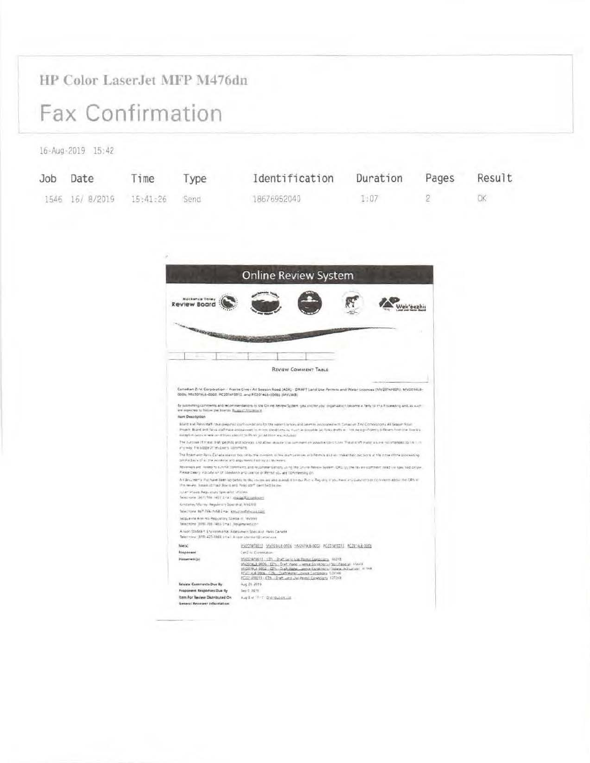HP Color LaserJet MFP M476dn

# Fax Confirmation

16-Aug-2019 15:42

| Job | Date | Time | Type | Identification | Duration | Pages | Result |
|---|---|---|---|---|---|---|---|
| 1546 | 16/ 8/2019 | 15:41:26 | Send | 18676952040 | 1:07 | 2 | OK |

## Online Review System

Mackenzie Valley Review Board

Wek'èezhìi

REVIEW COMMENT TABLE

Canadian Zinc Corporation – Prairie Creek All Season Road (ASR) – DRAFT Land Use Permits and Water Licences (MV2014F0013, MV2019L8-0006, MV2019L8-0002, PC2014F0013, and PC2014L8-0006) (MVLWB)

By submitting comments and recommendations to the Online Review System, you and/or your organization become a Party to the Proceeding and, as such, are expected to follow the Boards' Rules of Procedure.

**Item Description**

Board and Parks staff have prepared draft conditions for the water licences and permits associated with Canadian Zinc Corporation's All Season Road Project. Board and Parks staff have endeavoured to mirror conditions as much as possible, so Parks drafts will not be significantly different from the Board's except in cases where conditions specific to Parks' jurisdiction are included.

The purpose of these draft permits and licences is to allow reviewers to comment on possible conditions. These draft materials are not intended to limit in any way the scope of reviewers' comments.

The Board and Parks Canada are not bound by the contents of the draft Licences and Permits and will make their decisions at the close of the proceeding on the basis of all the evidence and arguments from all reviewers.

Reviewers are invited to submit comments and recommendations using the Online Review System (ORS) by the review comment deadline specified below. Please clearly indicate which Condition and Licence or Permit you are commenting on.

All documents that have been submitted to the review are also available from our Public Registry. If you have any questions or comments about the ORS or the review, please contact Board and Parks staff identified below.

Julian Morse, Regulatory Specialist, MVLWB
Telephone: (867) 766-7451 Email: jmorse@mvlwb.com

Kimberley Murray, Regulatory Specialist, MVLWB
Telephone: 867-766-7458 Email: kmurray@mvlwb.com

Jacqueline Ann, Regulatory Specialist, MVLWB
Telephone: (867) 766-7455 Email: jba@mvlwb.com

Alison Stoddart, Environmental Assessment Specialist, Parks Canada
Telephone: (819) 420-9168 Email: alison.stoddart@canada.ca

| | |
|---|---|
| **File(s)** | MV2014F0013, MV2019L8-0006, MV2019L8-0002, PC2014F0013, PC2014L8-0006 |
| **Proponent** | Canadian Zinc Corporation |
| **Document(s)** | MV2014F0013 - CZN - Draft Land Use Permit Conditions; MV2019L8-0006 - CZN - Draft Water Licence Conditions (Non-Federal); MV2019L8-0002 - CZN - Draft Water Licence Conditions (Federal); PC2014L8-0006 - CZN - Draft Water Licence Conditions; PC2014F0013 - CZN - Draft Land Use Permit Conditions |
| **Review Comments Due By** | Aug 29, 2019 |
| **Proponent Responses Due By** | Sep 5, 2019 |
| **Item For Review Distributed On** | Aug 8 at 11:17 Distribution List |
| **General Reviewer Information** | |